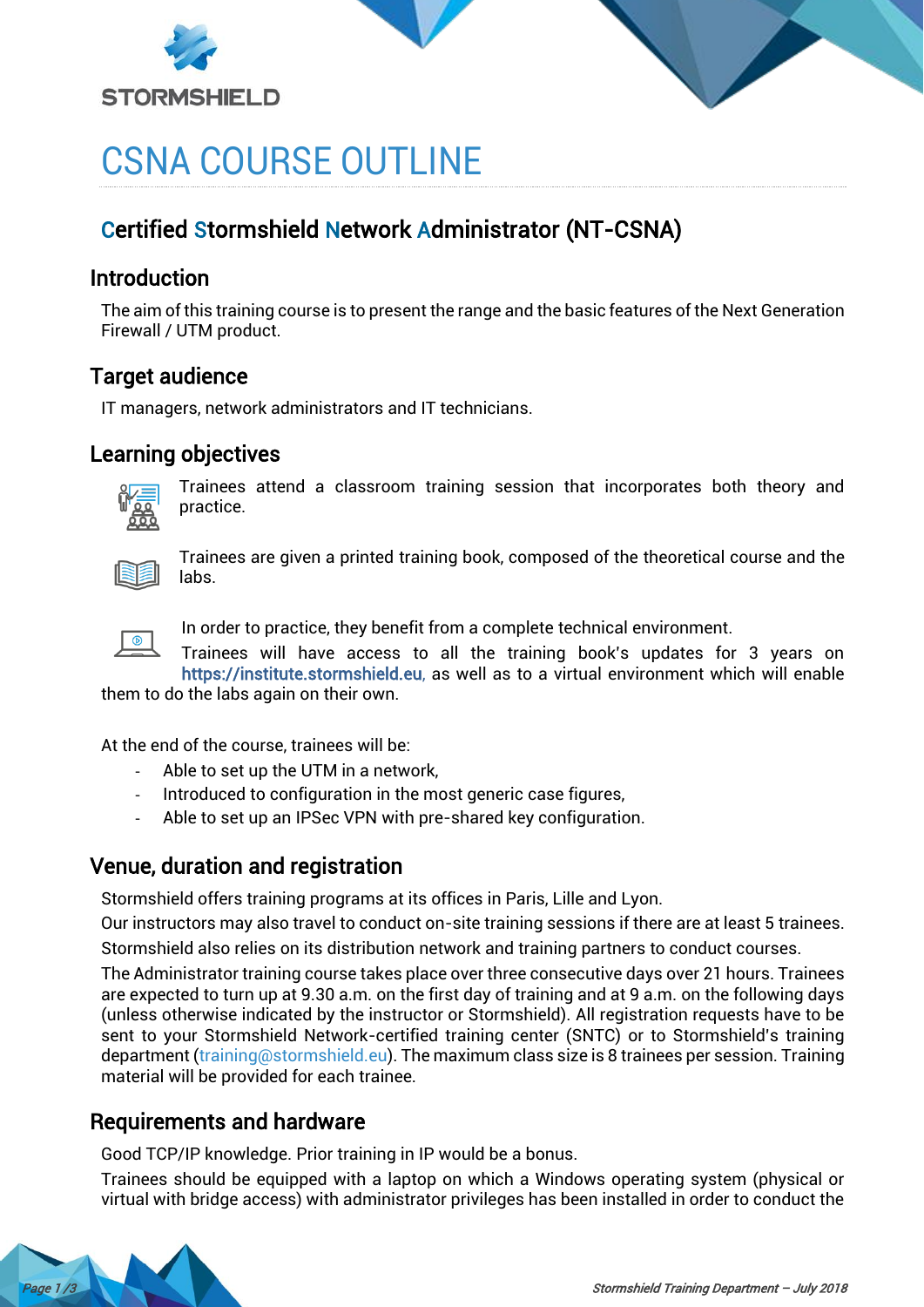# CSNA COURSE OUTLINE

## Certified Stormshield Network Administrator (NT-CSNA)

### Introduction

The aim of this training course is to present the range and the basic features of the Next Generation Firewall / UTM product.

### Target audience

IT managers, network administrators and IT technicians.

### Learning objectives

Trainees attend a classroom training session that incorporates both theory and practice.

Trainees are given a printed training book, composed of the theoretical course and the labs.

In order to practice, they benefit from a complete technical environment.
Trainees will have access to all the training book's updates for 3 years on https://institute.stormshield.eu, as well as to a virtual environment which will enable them to do the labs again on their own.

At the end of the course, trainees will be:

- Able to set up the UTM in a network,
- Introduced to configuration in the most generic case figures,
- Able to set up an IPSec VPN with pre-shared key configuration.

### Venue, duration and registration

Stormshield offers training programs at its offices in Paris, Lille and Lyon.

Our instructors may also travel to conduct on-site training sessions if there are at least 5 trainees.

Stormshield also relies on its distribution network and training partners to conduct courses.

The Administrator training course takes place over three consecutive days over 21 hours. Trainees are expected to turn up at 9.30 a.m. on the first day of training and at 9 a.m. on the following days (unless otherwise indicated by the instructor or Stormshield). All registration requests have to be sent to your Stormshield Network-certified training center (SNTC) or to Stormshield's training department (training@stormshield.eu). The maximum class size is 8 trainees per session. Training material will be provided for each trainee.

### Requirements and hardware

Good TCP/IP knowledge. Prior training in IP would be a bonus.

Trainees should be equipped with a laptop on which a Windows operating system (physical or virtual with bridge access) with administrator privileges has been installed in order to conduct the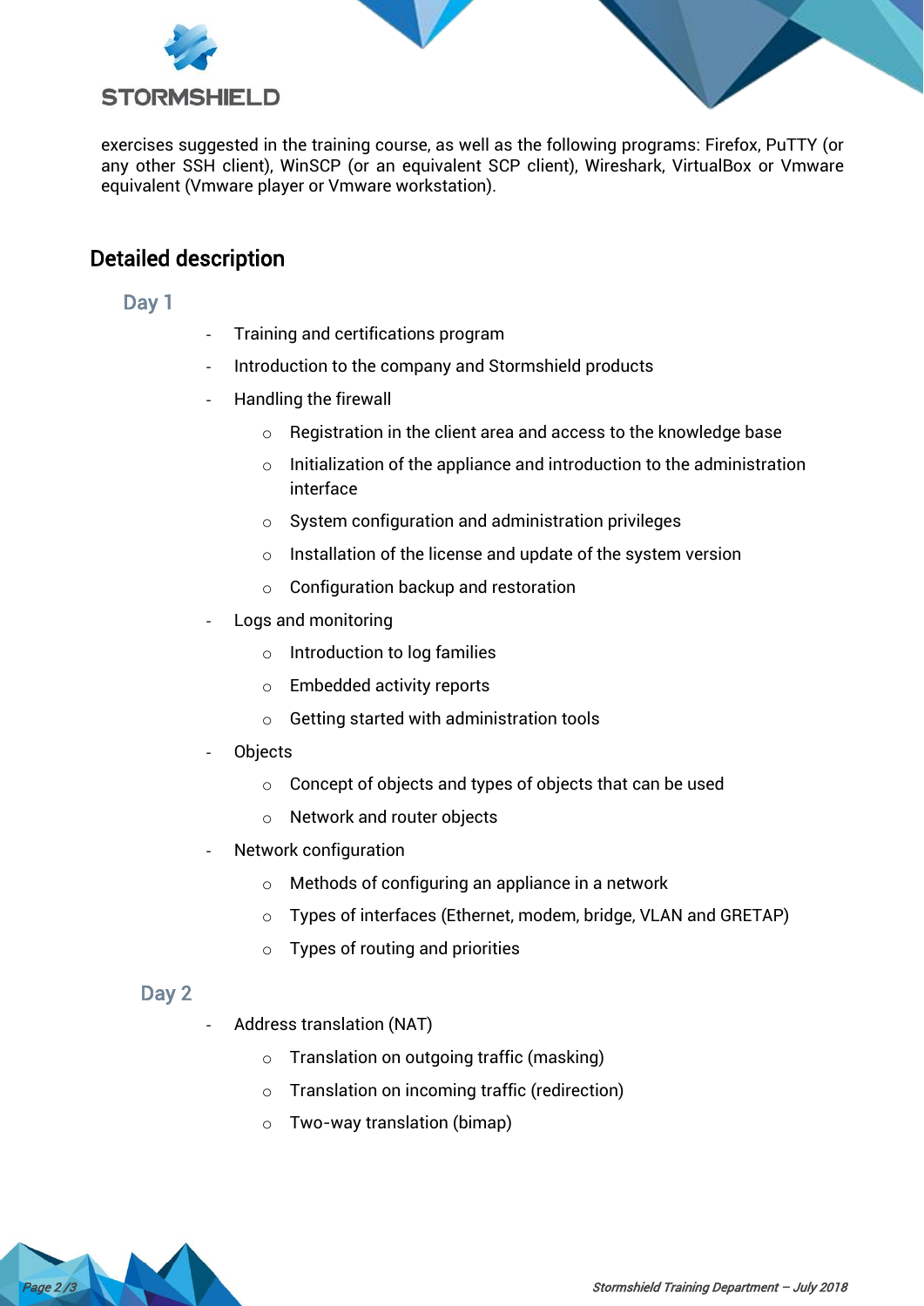exercises suggested in the training course, as well as the following programs: Firefox, PuTTY (or any other SSH client), WinSCP (or an equivalent SCP client), Wireshark, VirtualBox or Vmware equivalent (Vmware player or Vmware workstation).

## Detailed description

### Day 1

- Training and certifications program
- Introduction to the company and Stormshield products
- Handling the firewall
  - Registration in the client area and access to the knowledge base
  - Initialization of the appliance and introduction to the administration interface
  - System configuration and administration privileges
  - Installation of the license and update of the system version
  - Configuration backup and restoration
- Logs and monitoring
  - Introduction to log families
  - Embedded activity reports
  - Getting started with administration tools
- Objects
  - Concept of objects and types of objects that can be used
  - Network and router objects
- Network configuration
  - Methods of configuring an appliance in a network
  - Types of interfaces (Ethernet, modem, bridge, VLAN and GRETAP)
  - Types of routing and priorities

### Day 2

- Address translation (NAT)
  - Translation on outgoing traffic (masking)
  - Translation on incoming traffic (redirection)
  - Two-way translation (bimap)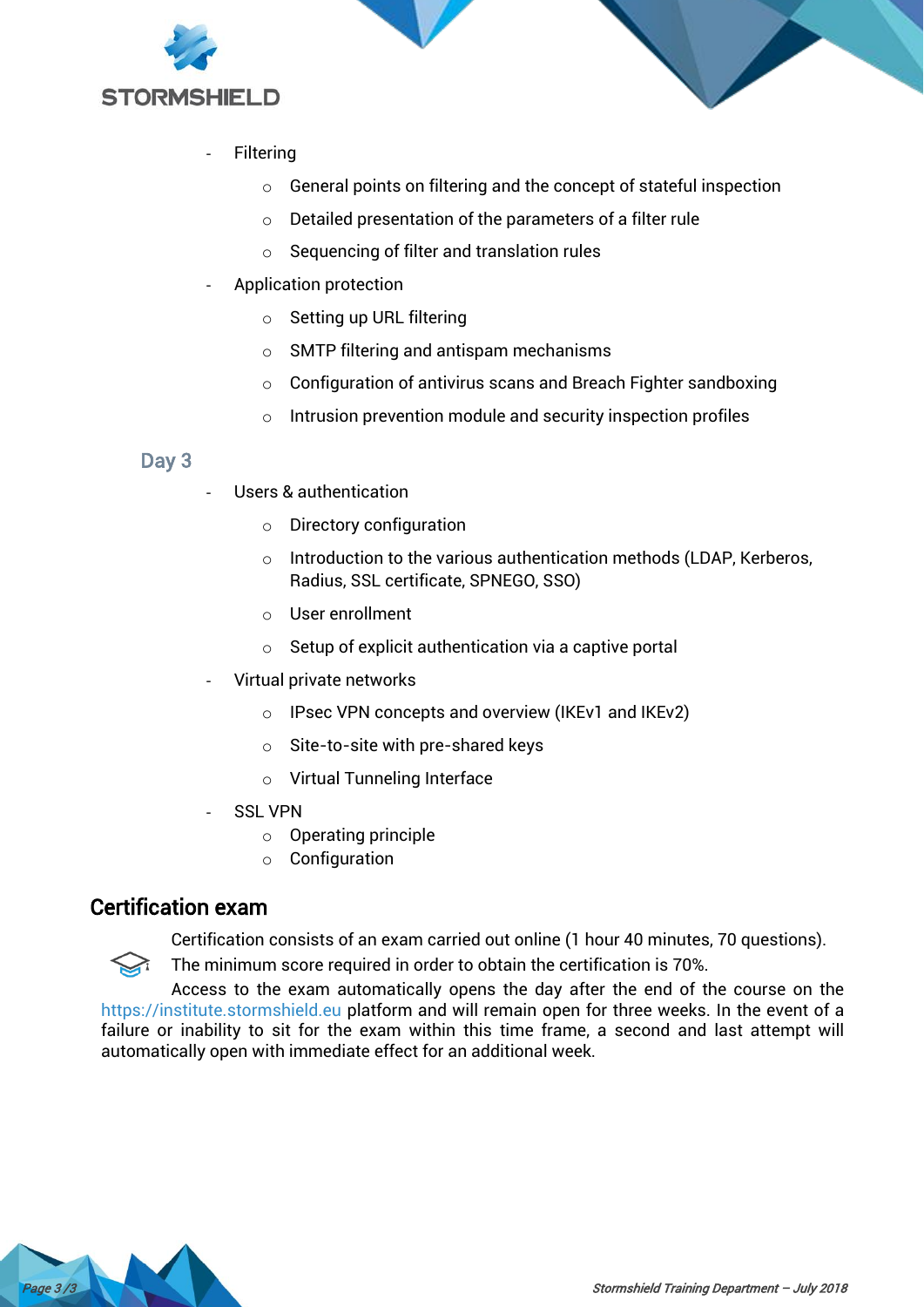- Filtering
  - General points on filtering and the concept of stateful inspection
  - Detailed presentation of the parameters of a filter rule
  - Sequencing of filter and translation rules
- Application protection
  - Setting up URL filtering
  - SMTP filtering and antispam mechanisms
  - Configuration of antivirus scans and Breach Fighter sandboxing
  - Intrusion prevention module and security inspection profiles

### Day 3

- Users & authentication
  - Directory configuration
  - Introduction to the various authentication methods (LDAP, Kerberos, Radius, SSL certificate, SPNEGO, SSO)
  - User enrollment
  - Setup of explicit authentication via a captive portal
- Virtual private networks
  - IPsec VPN concepts and overview (IKEv1 and IKEv2)
  - Site-to-site with pre-shared keys
  - Virtual Tunneling Interface
- SSL VPN
  - Operating principle
  - Configuration

## Certification exam

Certification consists of an exam carried out online (1 hour 40 minutes, 70 questions). The minimum score required in order to obtain the certification is 70%.

Access to the exam automatically opens the day after the end of the course on the https://institute.stormshield.eu platform and will remain open for three weeks. In the event of a failure or inability to sit for the exam within this time frame, a second and last attempt will automatically open with immediate effect for an additional week.